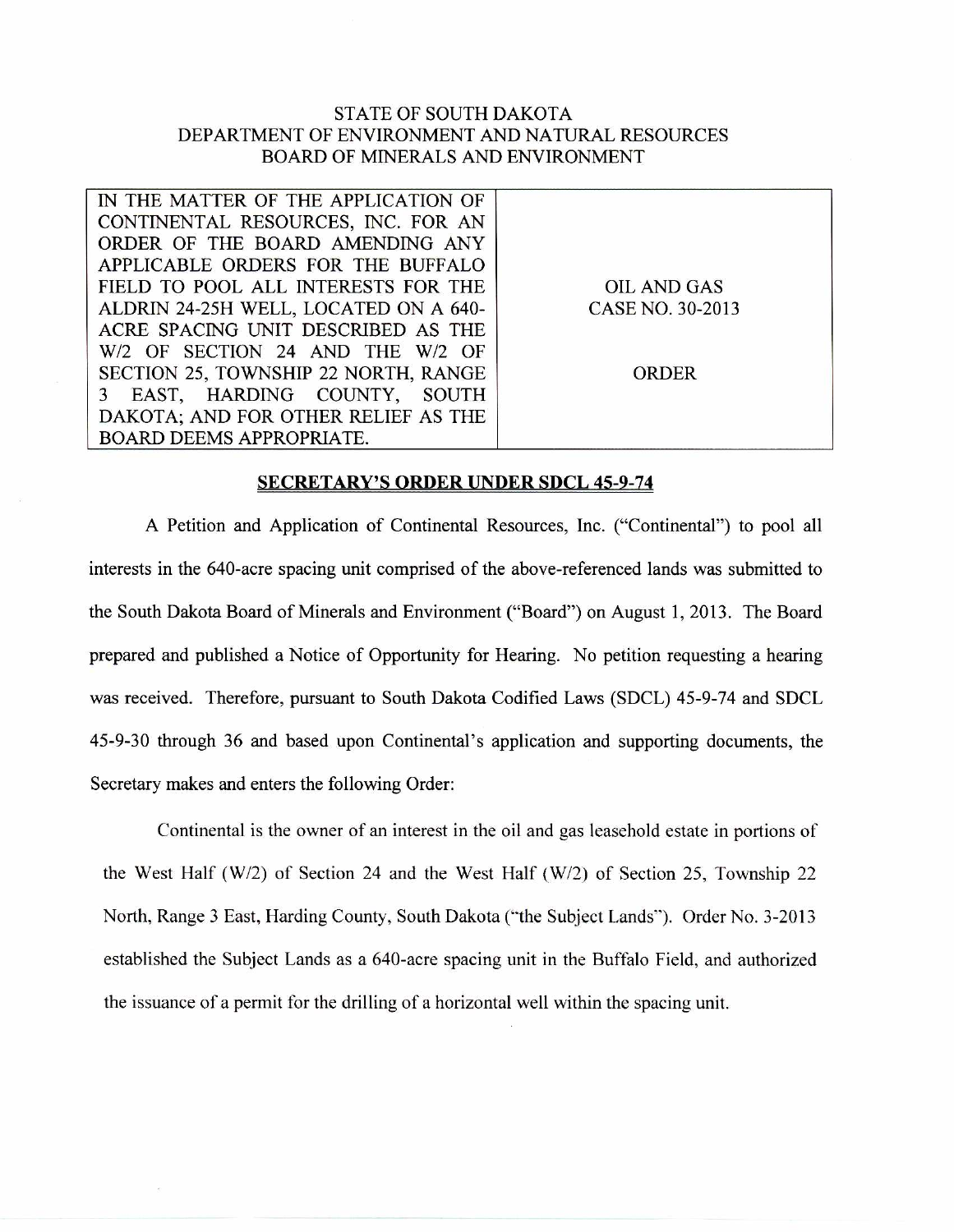STATE OF SOUTH DAKOTA
DEPARTMENT OF ENVIRONMENT AND NATURAL RESOURCES
BOARD OF MINERALS AND ENVIRONMENT

| IN THE MATTER OF THE APPLICATION OF CONTINENTAL RESOURCES, INC. FOR AN ORDER OF THE BOARD AMENDING ANY APPLICABLE ORDERS FOR THE BUFFALO FIELD TO POOL ALL INTERESTS FOR THE ALDRIN 24-25H WELL, LOCATED ON A 640-ACRE SPACING UNIT DESCRIBED AS THE W/2 OF SECTION 24 AND THE W/2 OF SECTION 25, TOWNSHIP 22 NORTH, RANGE 3 EAST, HARDING COUNTY, SOUTH DAKOTA; AND FOR OTHER RELIEF AS THE BOARD DEEMS APPROPRIATE. | OIL AND GAS CASE NO. 30-2013<br><br>ORDER |
|---|---|

**SECRETARY'S ORDER UNDER SDCL 45-9-74**

A Petition and Application of Continental Resources, Inc. ("Continental") to pool all interests in the 640-acre spacing unit comprised of the above-referenced lands was submitted to the South Dakota Board of Minerals and Environment ("Board") on August 1, 2013. The Board prepared and published a Notice of Opportunity for Hearing. No petition requesting a hearing was received. Therefore, pursuant to South Dakota Codified Laws (SDCL) 45-9-74 and SDCL 45-9-30 through 36 and based upon Continental's application and supporting documents, the Secretary makes and enters the following Order:

Continental is the owner of an interest in the oil and gas leasehold estate in portions of the West Half (W/2) of Section 24 and the West Half (W/2) of Section 25, Township 22 North, Range 3 East, Harding County, South Dakota ("the Subject Lands"). Order No. 3-2013 established the Subject Lands as a 640-acre spacing unit in the Buffalo Field, and authorized the issuance of a permit for the drilling of a horizontal well within the spacing unit.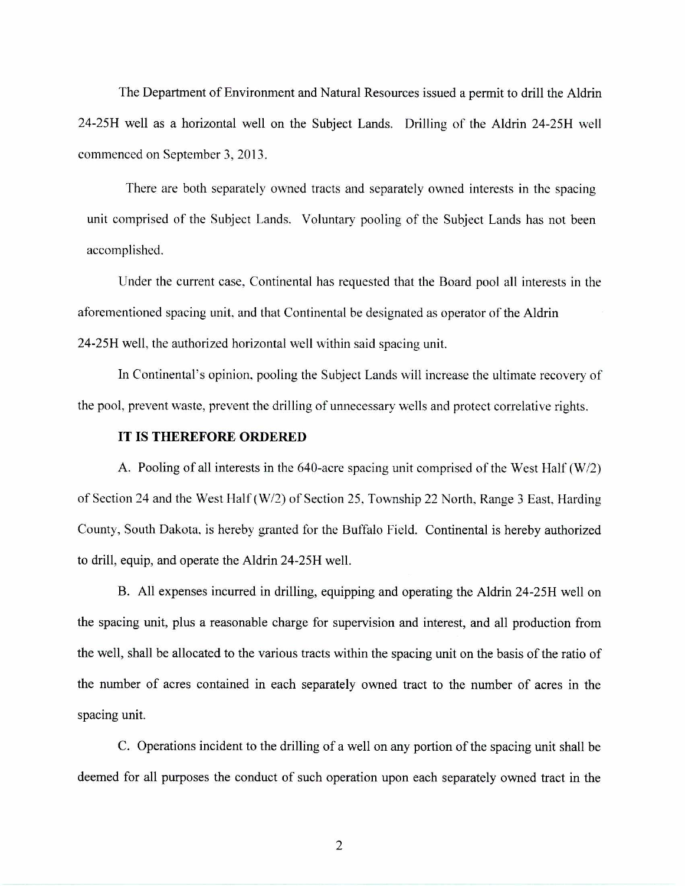The Department of Environment and Natural Resources issued a permit to drill the Aldrin 24-25H well as a horizontal well on the Subject Lands. Drilling of the Aldrin 24-25H well commenced on September 3, 2013.

There are both separately owned tracts and separately owned interests in the spacing unit comprised of the Subject Lands. Voluntary pooling of the Subject Lands has not been accomplished.

Under the current case, Continental has requested that the Board pool all interests in the aforementioned spacing unit, and that Continental be designated as operator of the Aldrin 24-25H well, the authorized horizontal well within said spacing unit.

In Continental's opinion, pooling the Subject Lands will increase the ultimate recovery of the pool, prevent waste, prevent the drilling of unnecessary wells and protect correlative rights.

**IT IS THEREFORE ORDERED**

A. Pooling of all interests in the 640-acre spacing unit comprised of the West Half (W/2) of Section 24 and the West Half (W/2) of Section 25, Township 22 North, Range 3 East, Harding County, South Dakota, is hereby granted for the Buffalo Field. Continental is hereby authorized to drill, equip, and operate the Aldrin 24-25H well.

B. All expenses incurred in drilling, equipping and operating the Aldrin 24-25H well on the spacing unit, plus a reasonable charge for supervision and interest, and all production from the well, shall be allocated to the various tracts within the spacing unit on the basis of the ratio of the number of acres contained in each separately owned tract to the number of acres in the spacing unit.

C. Operations incident to the drilling of a well on any portion of the spacing unit shall be deemed for all purposes the conduct of such operation upon each separately owned tract in the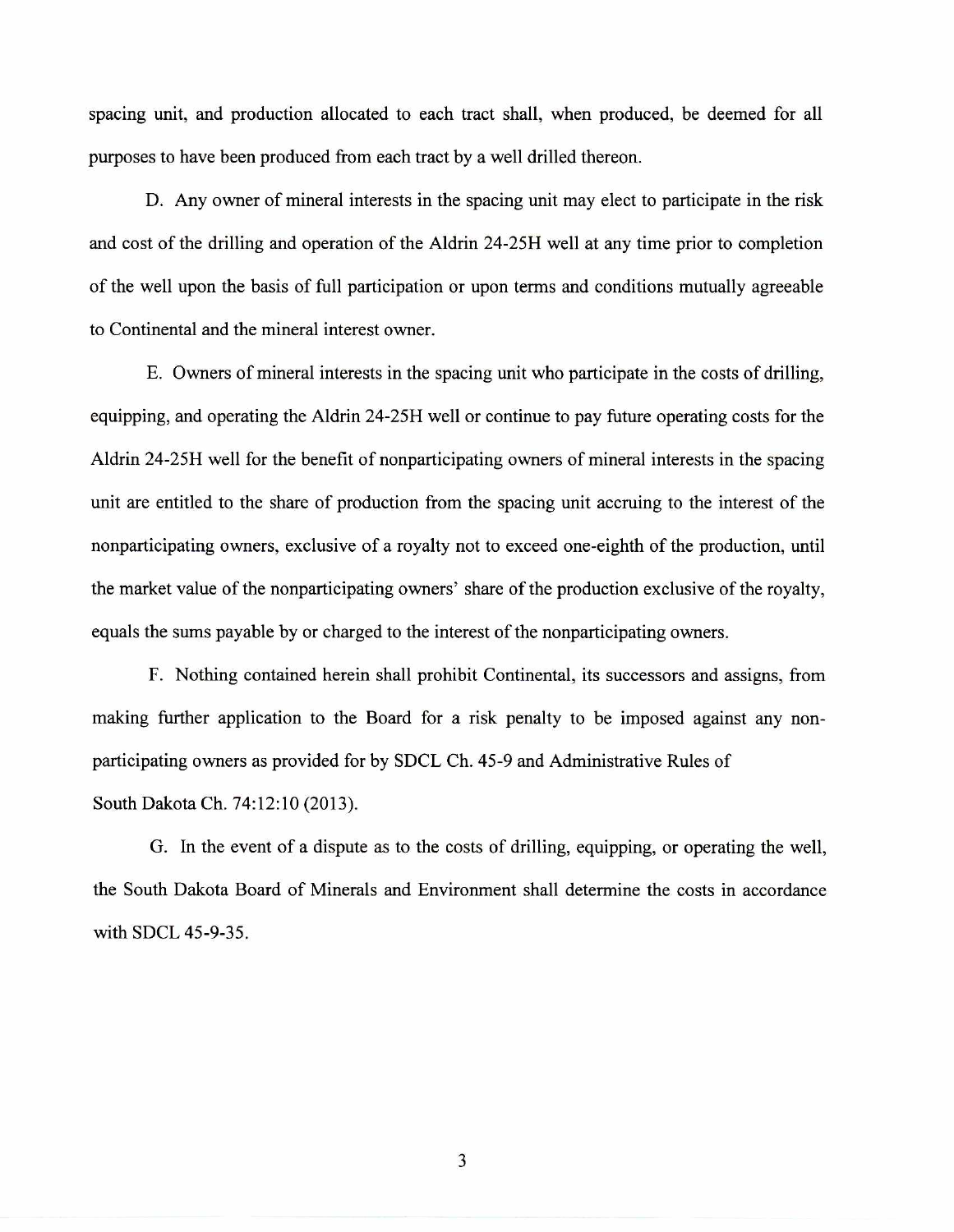spacing unit, and production allocated to each tract shall, when produced, be deemed for all purposes to have been produced from each tract by a well drilled thereon.

D. Any owner of mineral interests in the spacing unit may elect to participate in the risk and cost of the drilling and operation of the Aldrin 24-25H well at any time prior to completion of the well upon the basis of full participation or upon terms and conditions mutually agreeable to Continental and the mineral interest owner.

E. Owners of mineral interests in the spacing unit who participate in the costs of drilling, equipping, and operating the Aldrin 24-25H well or continue to pay future operating costs for the Aldrin 24-25H well for the benefit of nonparticipating owners of mineral interests in the spacing unit are entitled to the share of production from the spacing unit accruing to the interest of the nonparticipating owners, exclusive of a royalty not to exceed one-eighth of the production, until the market value of the nonparticipating owners' share of the production exclusive of the royalty, equals the sums payable by or charged to the interest of the nonparticipating owners.

F. Nothing contained herein shall prohibit Continental, its successors and assigns, from making further application to the Board for a risk penalty to be imposed against any non-participating owners as provided for by SDCL Ch. 45-9 and Administrative Rules of South Dakota Ch. 74:12:10 (2013).

G. In the event of a dispute as to the costs of drilling, equipping, or operating the well, the South Dakota Board of Minerals and Environment shall determine the costs in accordance with SDCL 45-9-35.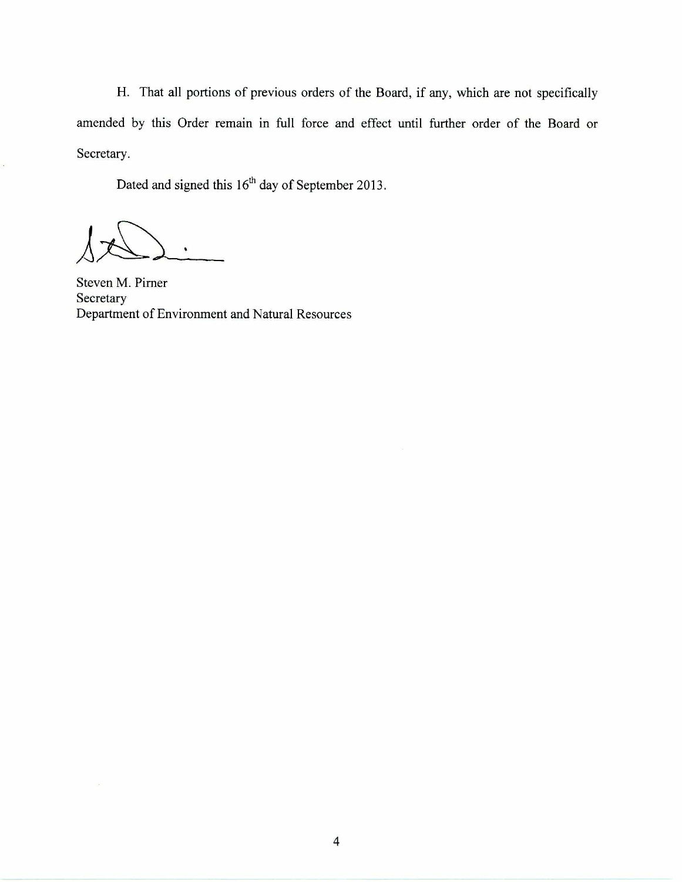H. That all portions of previous orders of the Board, if any, which are not specifically amended by this Order remain in full force and effect until further order of the Board or Secretary.

Dated and signed this 16th day of September 2013.

Steven M. Pirner
Secretary
Department of Environment and Natural Resources